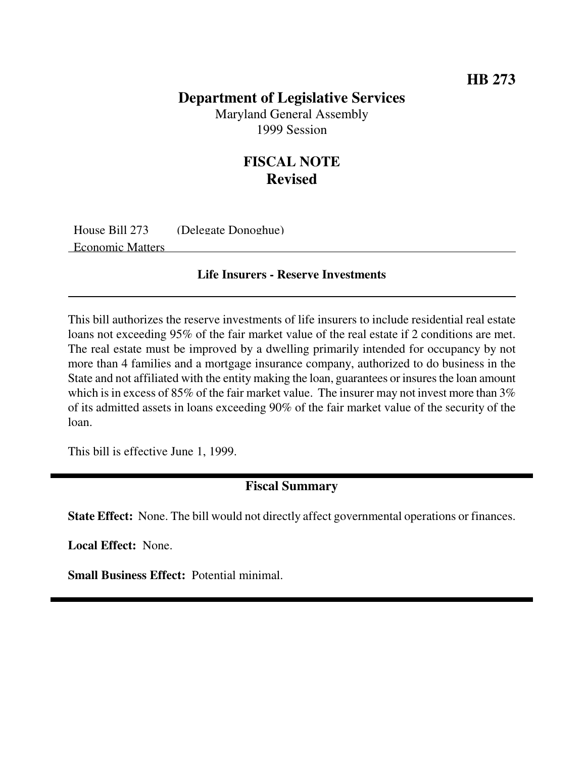**HB 273**

# Department of Legislative Services

Maryland General Assembly
1999 Session

## FISCAL NOTE
## Revised

House Bill 273 (Delegate Donoghue)
Economic Matters

### Life Insurers - Reserve Investments

This bill authorizes the reserve investments of life insurers to include residential real estate loans not exceeding 95% of the fair market value of the real estate if 2 conditions are met. The real estate must be improved by a dwelling primarily intended for occupancy by not more than 4 families and a mortgage insurance company, authorized to do business in the State and not affiliated with the entity making the loan, guarantees or insures the loan amount which is in excess of 85% of the fair market value. The insurer may not invest more than 3% of its admitted assets in loans exceeding 90% of the fair market value of the security of the loan.

This bill is effective June 1, 1999.

## Fiscal Summary

**State Effect:** None. The bill would not directly affect governmental operations or finances.

**Local Effect:** None.

**Small Business Effect:** Potential minimal.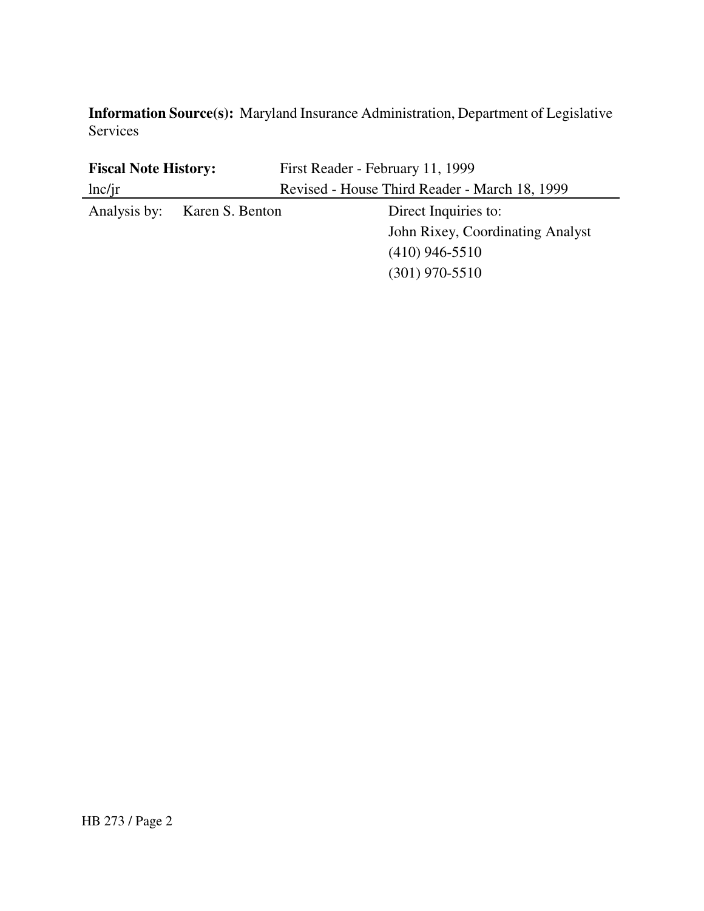**Information Source(s):** Maryland Insurance Administration, Department of Legislative Services

| | | |
|---|---|---|
| **Fiscal Note History:** | First Reader - February 11, 1999 | |
| lnc/jr | Revised - House Third Reader - March 18, 1999 | |

Analysis by: Karen S. Benton

Direct Inquiries to:
John Rixey, Coordinating Analyst
(410) 946-5510
(301) 970-5510